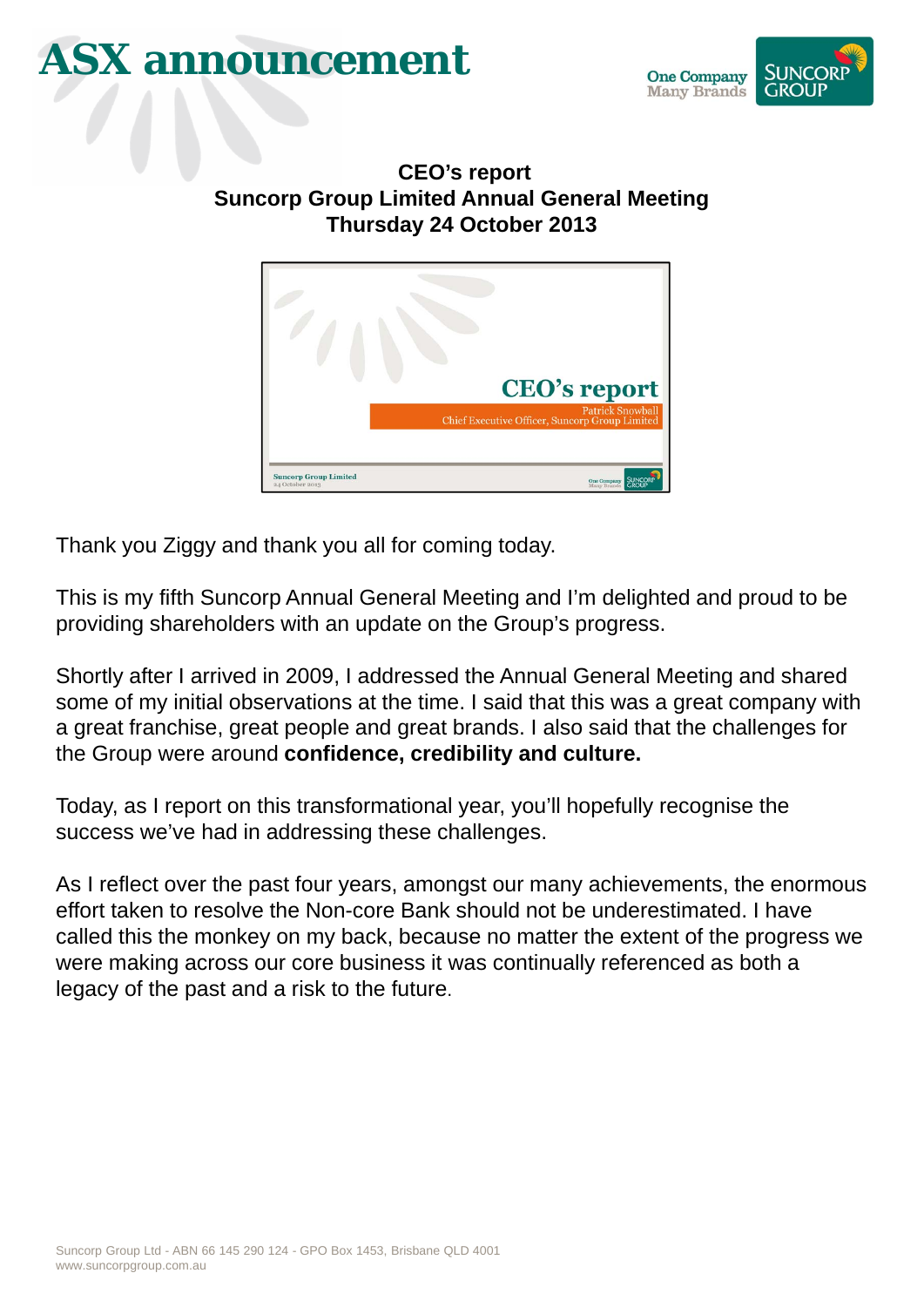# ASX announcement

One Company Many Brands

SUNCORP GROUP

**CEO's report**
**Suncorp Group Limited Annual General Meeting**
**Thursday 24 October 2013**

CEO's report

Patrick Snowball
Chief Executive Officer, Suncorp Group Limited

Suncorp Group Limited
24 October 2013

Thank you Ziggy and thank you all for coming today.

This is my fifth Suncorp Annual General Meeting and I'm delighted and proud to be providing shareholders with an update on the Group's progress.

Shortly after I arrived in 2009, I addressed the Annual General Meeting and shared some of my initial observations at the time. I said that this was a great company with a great franchise, great people and great brands. I also said that the challenges for the Group were around **confidence, credibility and culture.**

Today, as I report on this transformational year, you'll hopefully recognise the success we've had in addressing these challenges.

As I reflect over the past four years, amongst our many achievements, the enormous effort taken to resolve the Non-core Bank should not be underestimated. I have called this the monkey on my back, because no matter the extent of the progress we were making across our core business it was continually referenced as both a legacy of the past and a risk to the future.

Suncorp Group Ltd - ABN 66 145 290 124 - GPO Box 1453, Brisbane QLD 4001
www.suncorpgroup.com.au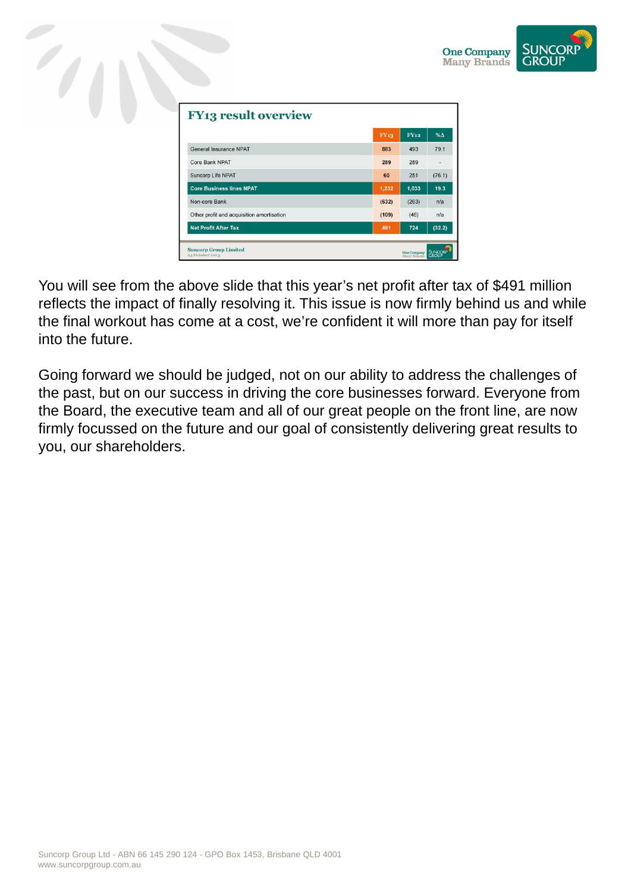## FY13 result overview

| | FY13 | FY12 | %Δ |
|---|---|---|---|
| General Insurance NPAT | 883 | 493 | 79.1 |
| Core Bank NPAT | 289 | 289 | - |
| Suncorp Life NPAT | 60 | 251 | (76.1) |
| **Core Business lines NPAT** | **1,232** | **1,033** | **19.3** |
| Non-core Bank | (632) | (263) | n/a |
| Other profit and acquisition amortisation | (109) | (46) | n/a |
| **Net Profit After Tax** | **491** | **724** | **(32.2)** |

Suncorp Group Limited
24 October 2013

You will see from the above slide that this year's net profit after tax of $491 million reflects the impact of finally resolving it. This issue is now firmly behind us and while the final workout has come at a cost, we're confident it will more than pay for itself into the future.

Going forward we should be judged, not on our ability to address the challenges of the past, but on our success in driving the core businesses forward. Everyone from the Board, the executive team and all of our great people on the front line, are now firmly focussed on the future and our goal of consistently delivering great results to you, our shareholders.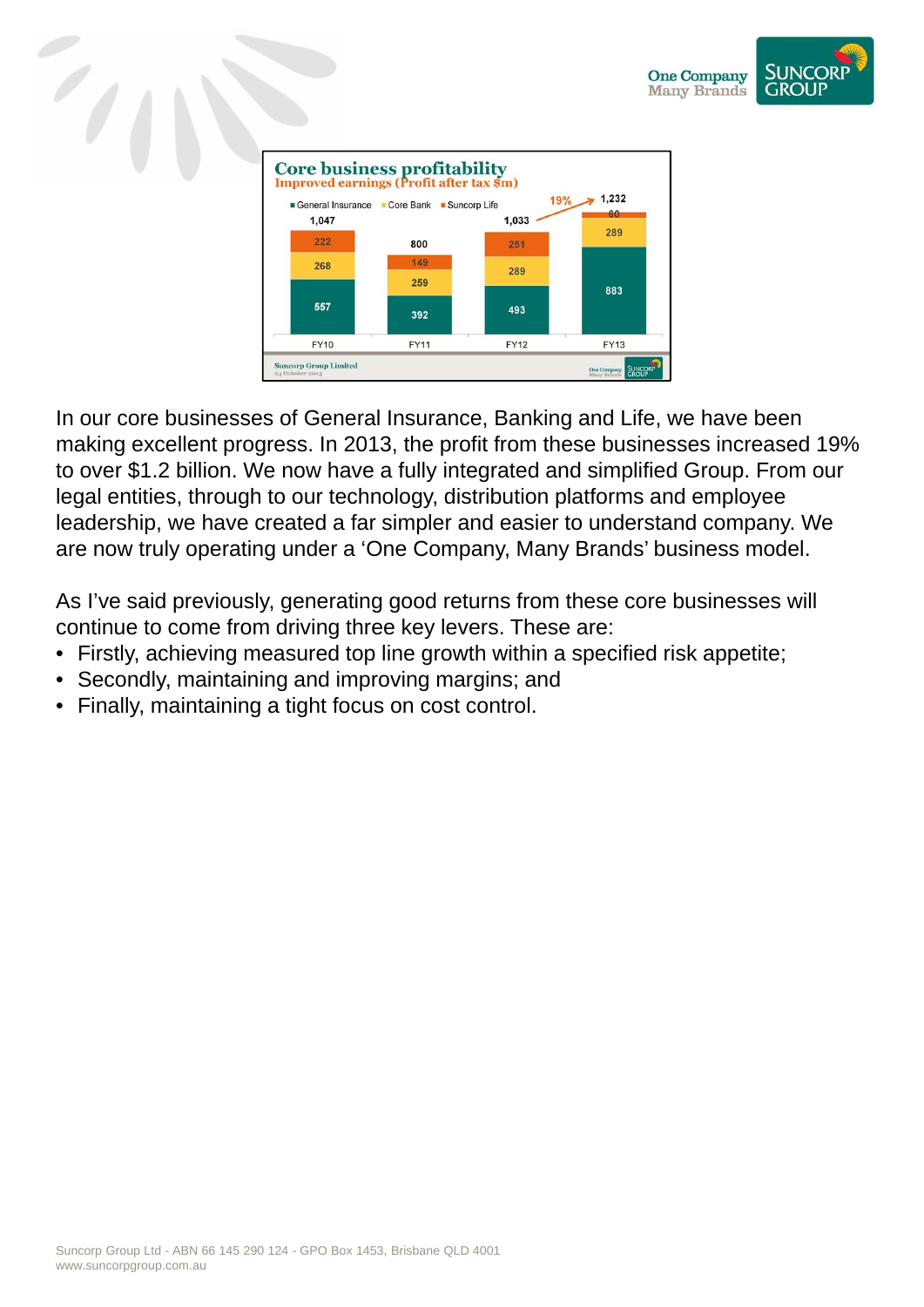**Core business profitability**

**Improved earnings (Profit after tax $m)**

| | FY10 | FY11 | FY12 | FY13 |
|---|---|---|---|---|
| General Insurance | 557 | 392 | 493 | 883 |
| Core Bank | 268 | 259 | 289 | 289 |
| Suncorp Life | 222 | 149 | 251 | 60 |
| Total | 1,047 | 800 | 1,033 | 1,232 |

19% (FY12 to FY13)

In our core businesses of General Insurance, Banking and Life, we have been making excellent progress. In 2013, the profit from these businesses increased 19% to over $1.2 billion. We now have a fully integrated and simplified Group. From our legal entities, through to our technology, distribution platforms and employee leadership, we have created a far simpler and easier to understand company. We are now truly operating under a 'One Company, Many Brands' business model.

As I've said previously, generating good returns from these core businesses will continue to come from driving three key levers. These are:

- Firstly, achieving measured top line growth within a specified risk appetite;
- Secondly, maintaining and improving margins; and
- Finally, maintaining a tight focus on cost control.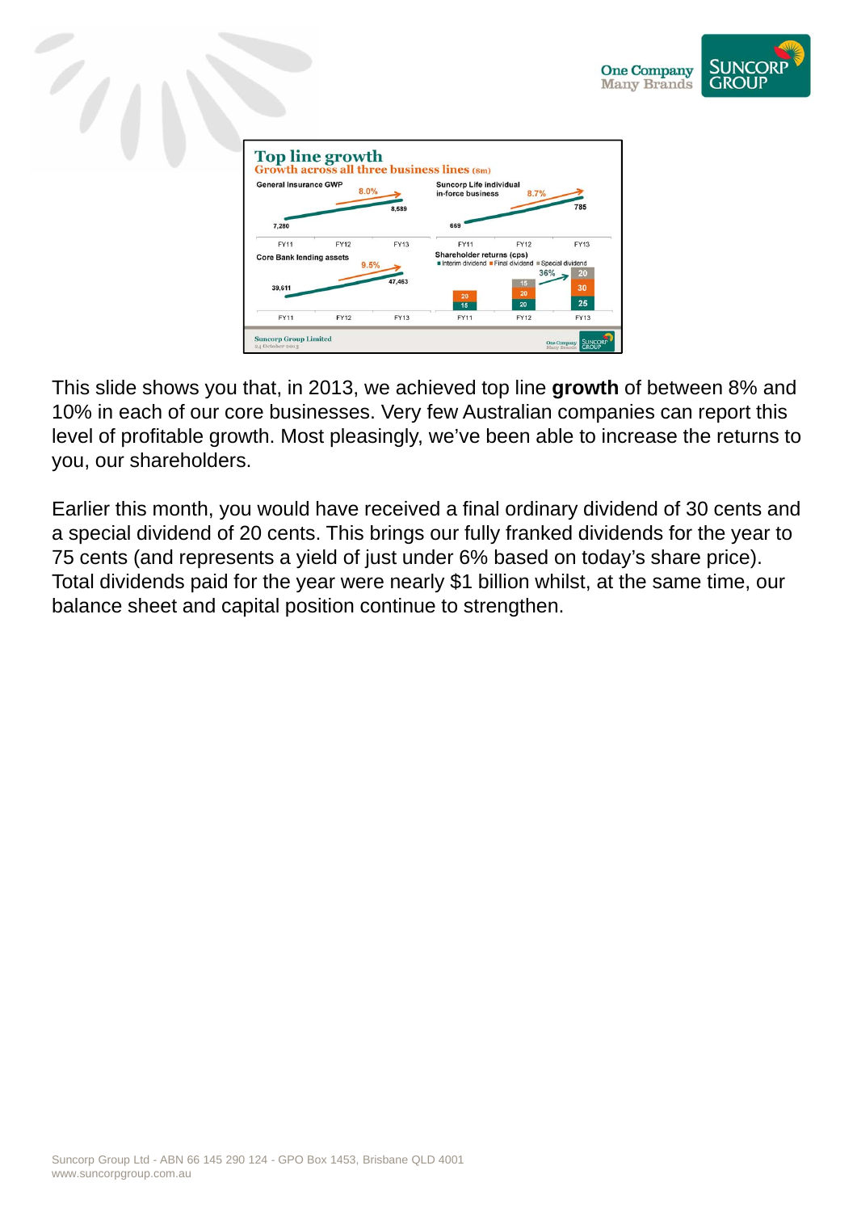This slide shows you that, in 2013, we achieved top line **growth** of between 8% and 10% in each of our core businesses. Very few Australian companies can report this level of profitable growth. Most pleasingly, we've been able to increase the returns to you, our shareholders.

Earlier this month, you would have received a final ordinary dividend of 30 cents and a special dividend of 20 cents. This brings our fully franked dividends for the year to 75 cents (and represents a yield of just under 6% based on today's share price). Total dividends paid for the year were nearly $1 billion whilst, at the same time, our balance sheet and capital position continue to strengthen.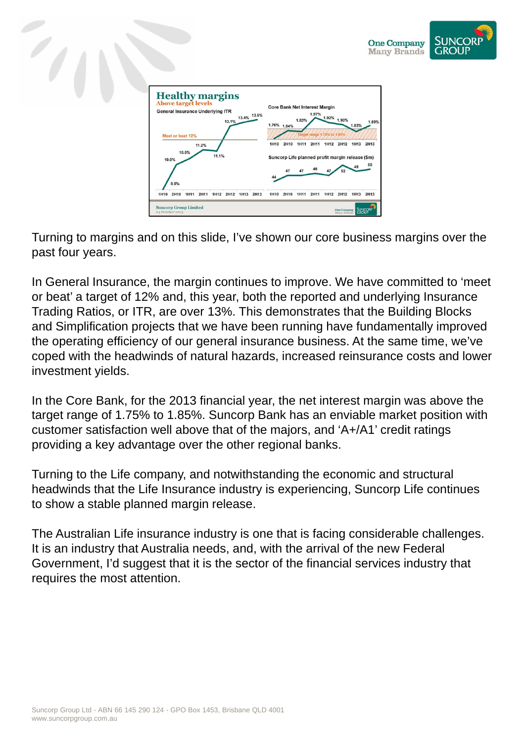Turning to margins and on this slide, I've shown our core business margins over the past four years.

In General Insurance, the margin continues to improve. We have committed to 'meet or beat' a target of 12% and, this year, both the reported and underlying Insurance Trading Ratios, or ITR, are over 13%. This demonstrates that the Building Blocks and Simplification projects that we have been running have fundamentally improved the operating efficiency of our general insurance business. At the same time, we've coped with the headwinds of natural hazards, increased reinsurance costs and lower investment yields.

In the Core Bank, for the 2013 financial year, the net interest margin was above the target range of 1.75% to 1.85%. Suncorp Bank has an enviable market position with customer satisfaction well above that of the majors, and 'A+/A1' credit ratings providing a key advantage over the other regional banks.

Turning to the Life company, and notwithstanding the economic and structural headwinds that the Life Insurance industry is experiencing, Suncorp Life continues to show a stable planned margin release.

The Australian Life insurance industry is one that is facing considerable challenges. It is an industry that Australia needs, and, with the arrival of the new Federal Government, I'd suggest that it is the sector of the financial services industry that requires the most attention.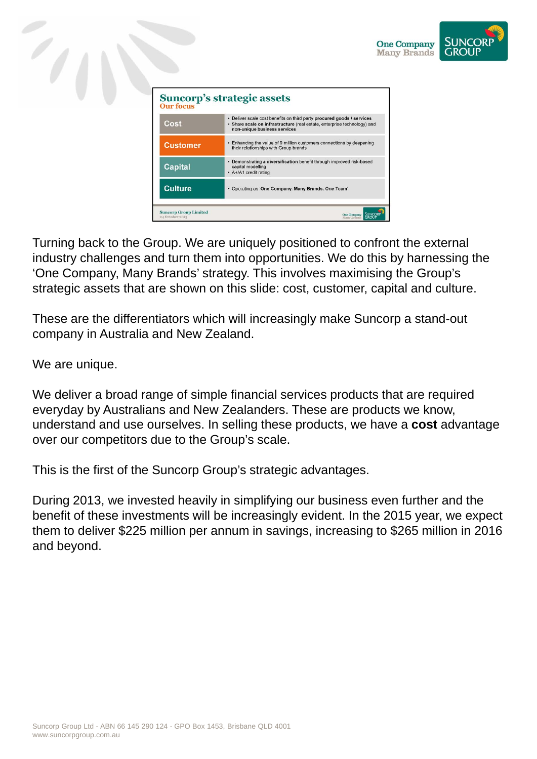## Suncorp's strategic assets

### Our focus

| | |
|---|---|
| **Cost** | • Deliver scale cost benefits on third party **procured goods / services**<br>• Share **scale on infrastructure** (real estate, enterprise technology) and **non-unique business services** |
| **Customer** | • Enhancing the value of 9 million customers connections by deepening their relationships with Group brands |
| **Capital** | • Demonstrating a **diversification** benefit through improved risk-based capital modelling<br>• A+/A1 credit rating |
| **Culture** | • Operating as '**One Company. Many Brands. One Team**' |

Turning back to the Group. We are uniquely positioned to confront the external industry challenges and turn them into opportunities. We do this by harnessing the 'One Company, Many Brands' strategy. This involves maximising the Group's strategic assets that are shown on this slide: cost, customer, capital and culture.

These are the differentiators which will increasingly make Suncorp a stand-out company in Australia and New Zealand.

We are unique.

We deliver a broad range of simple financial services products that are required everyday by Australians and New Zealanders. These are products we know, understand and use ourselves. In selling these products, we have a **cost** advantage over our competitors due to the Group's scale.

This is the first of the Suncorp Group's strategic advantages.

During 2013, we invested heavily in simplifying our business even further and the benefit of these investments will be increasingly evident. In the 2015 year, we expect them to deliver $225 million per annum in savings, increasing to $265 million in 2016 and beyond.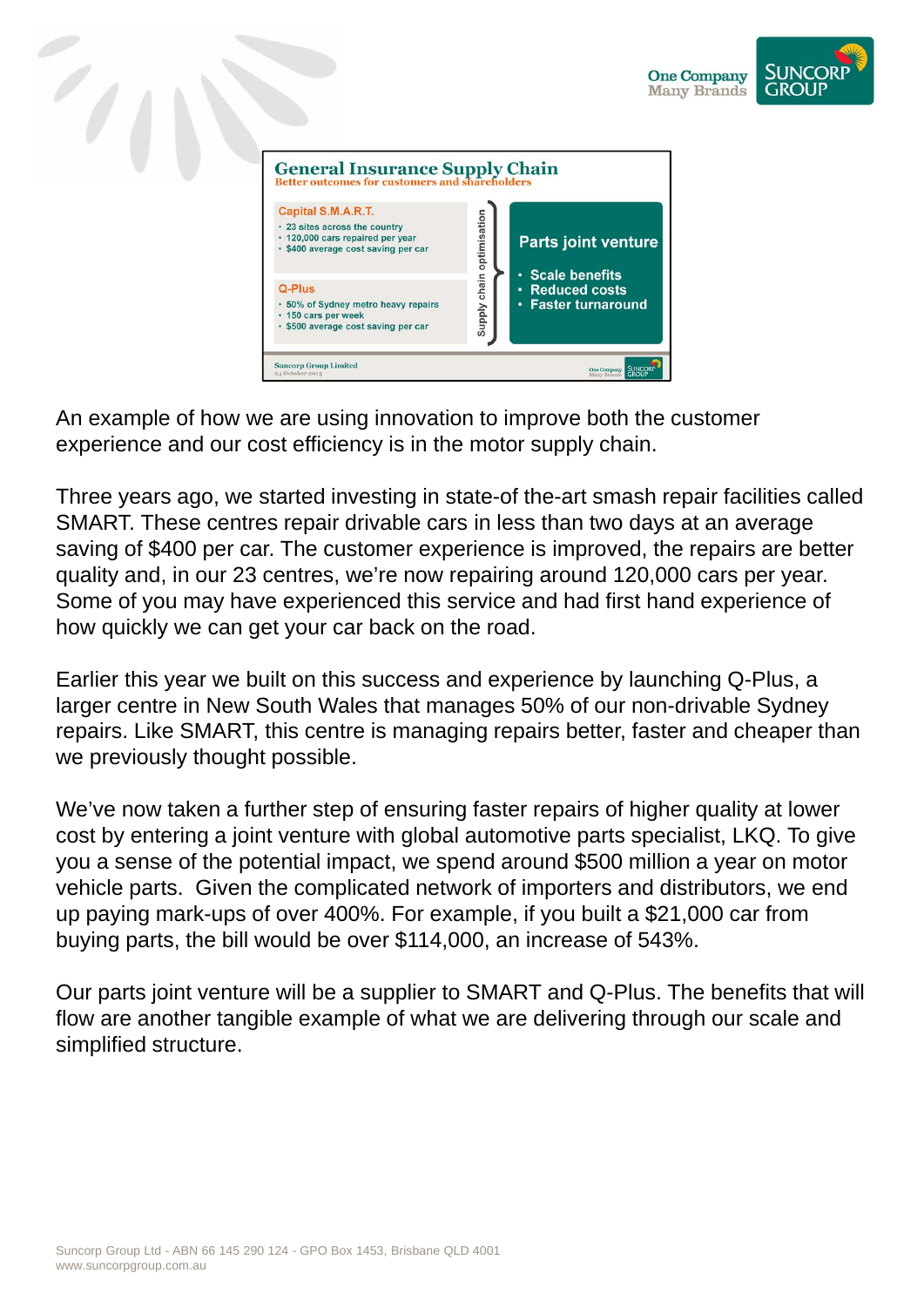## General Insurance Supply Chain

Better outcomes for customers and shareholders

**Capital S.M.A.R.T.**

- 23 sites across the country
- 120,000 cars repaired per year
- $400 average cost saving per car

**Q-Plus**

- 50% of Sydney metro heavy repairs
- 150 cars per week
- $500 average cost saving per car

Supply chain optimisation

**Parts joint venture**

- Scale benefits
- Reduced costs
- Faster turnaround

Suncorp Group Limited
24 October 2013

An example of how we are using innovation to improve both the customer experience and our cost efficiency is in the motor supply chain.

Three years ago, we started investing in state-of-the-art smash repair facilities called SMART. These centres repair drivable cars in less than two days at an average saving of $400 per car. The customer experience is improved, the repairs are better quality and, in our 23 centres, we're now repairing around 120,000 cars per year. Some of you may have experienced this service and had first hand experience of how quickly we can get your car back on the road.

Earlier this year we built on this success and experience by launching Q-Plus, a larger centre in New South Wales that manages 50% of our non-drivable Sydney repairs. Like SMART, this centre is managing repairs better, faster and cheaper than we previously thought possible.

We've now taken a further step of ensuring faster repairs of higher quality at lower cost by entering a joint venture with global automotive parts specialist, LKQ. To give you a sense of the potential impact, we spend around $500 million a year on motor vehicle parts. Given the complicated network of importers and distributors, we end up paying mark-ups of over 400%. For example, if you built a $21,000 car from buying parts, the bill would be over $114,000, an increase of 543%.

Our parts joint venture will be a supplier to SMART and Q-Plus. The benefits that will flow are another tangible example of what we are delivering through our scale and simplified structure.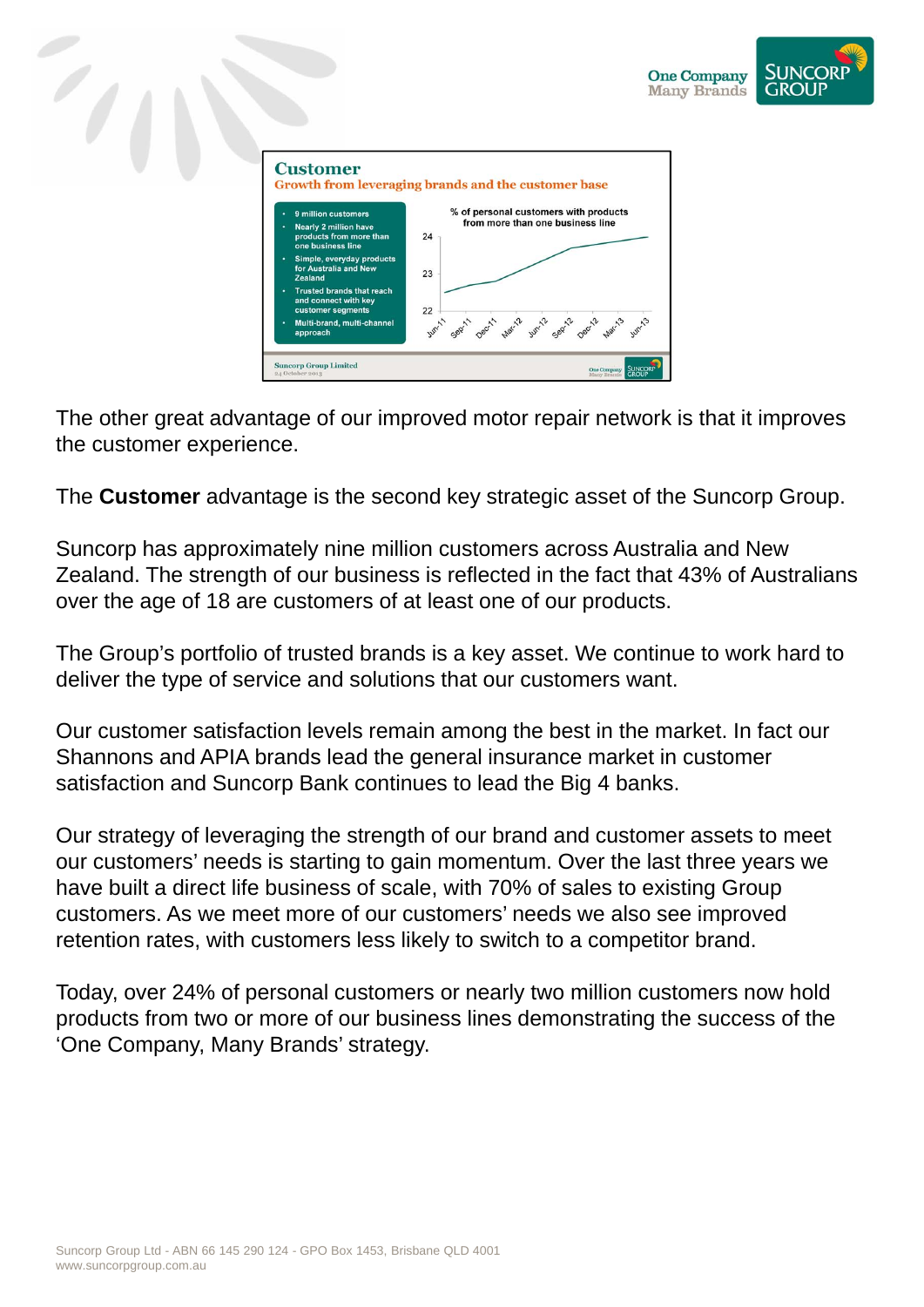## Customer

**Growth from leveraging brands and the customer base**

- 9 million customers
- Nearly 2 million have products from more than one business line
- Simple, everyday products for Australia and New Zealand
- Trusted brands that reach and connect with key customer segments
- Multi-brand, multi-channel approach

% of personal customers with products from more than one business line

The other great advantage of our improved motor repair network is that it improves the customer experience.

The **Customer** advantage is the second key strategic asset of the Suncorp Group.

Suncorp has approximately nine million customers across Australia and New Zealand. The strength of our business is reflected in the fact that 43% of Australians over the age of 18 are customers of at least one of our products.

The Group's portfolio of trusted brands is a key asset. We continue to work hard to deliver the type of service and solutions that our customers want.

Our customer satisfaction levels remain among the best in the market. In fact our Shannons and APIA brands lead the general insurance market in customer satisfaction and Suncorp Bank continues to lead the Big 4 banks.

Our strategy of leveraging the strength of our brand and customer assets to meet our customers' needs is starting to gain momentum. Over the last three years we have built a direct life business of scale, with 70% of sales to existing Group customers. As we meet more of our customers' needs we also see improved retention rates, with customers less likely to switch to a competitor brand.

Today, over 24% of personal customers or nearly two million customers now hold products from two or more of our business lines demonstrating the success of the 'One Company, Many Brands' strategy.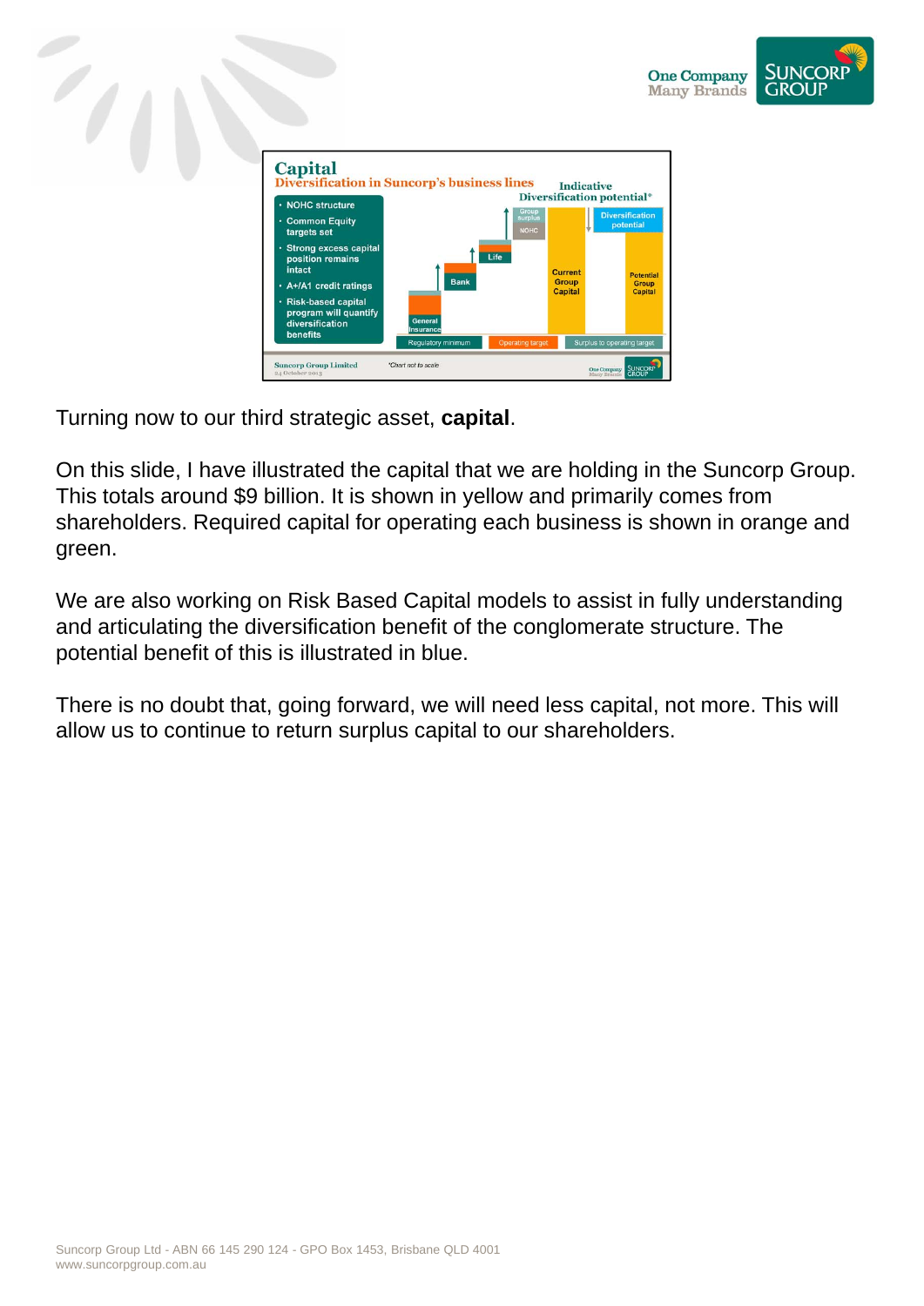Turning now to our third strategic asset, **capital**.

On this slide, I have illustrated the capital that we are holding in the Suncorp Group. This totals around $9 billion. It is shown in yellow and primarily comes from shareholders. Required capital for operating each business is shown in orange and green.

We are also working on Risk Based Capital models to assist in fully understanding and articulating the diversification benefit of the conglomerate structure. The potential benefit of this is illustrated in blue.

There is no doubt that, going forward, we will need less capital, not more. This will allow us to continue to return surplus capital to our shareholders.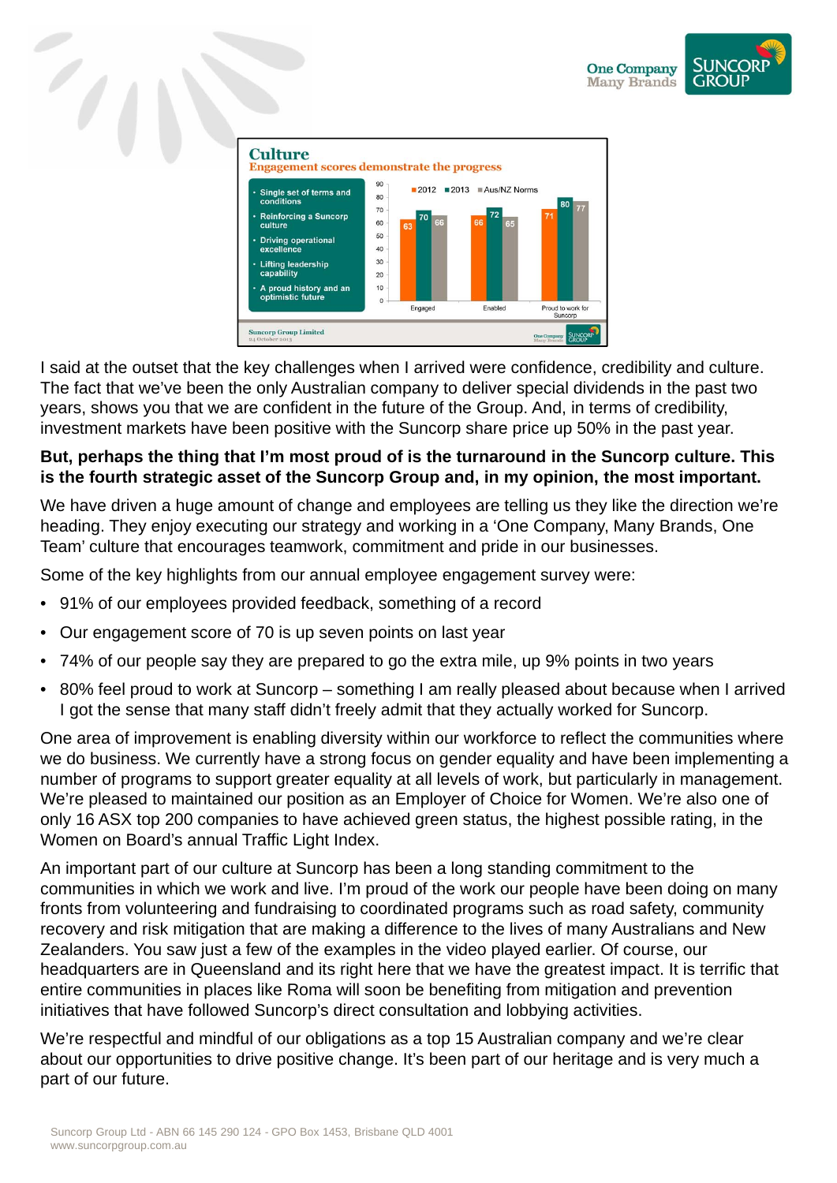## Culture

**Engagement scores demonstrate the progress**

- Single set of terms and conditions
- Reinforcing a Suncorp culture
- Driving operational excellence
- Lifting leadership capability
- A proud history and an optimistic future

| | 2012 | 2013 | Aus/NZ Norms |
|---|---|---|---|
| Engaged | 63 | 70 | 66 |
| Enabled | 66 | 72 | 65 |
| Proud to work for Suncorp | 71 | 80 | 77 |

Suncorp Group Limited
24 October 2013

I said at the outset that the key challenges when I arrived were confidence, credibility and culture. The fact that we've been the only Australian company to deliver special dividends in the past two years, shows you that we are confident in the future of the Group. And, in terms of credibility, investment markets have been positive with the Suncorp share price up 50% in the past year.

**But, perhaps the thing that I'm most proud of is the turnaround in the Suncorp culture. This is the fourth strategic asset of the Suncorp Group and, in my opinion, the most important.**

We have driven a huge amount of change and employees are telling us they like the direction we're heading. They enjoy executing our strategy and working in a 'One Company, Many Brands, One Team' culture that encourages teamwork, commitment and pride in our businesses.

Some of the key highlights from our annual employee engagement survey were:

- 91% of our employees provided feedback, something of a record
- Our engagement score of 70 is up seven points on last year
- 74% of our people say they are prepared to go the extra mile, up 9% points in two years
- 80% feel proud to work at Suncorp – something I am really pleased about because when I arrived I got the sense that many staff didn't freely admit that they actually worked for Suncorp.

One area of improvement is enabling diversity within our workforce to reflect the communities where we do business. We currently have a strong focus on gender equality and have been implementing a number of programs to support greater equality at all levels of work, but particularly in management. We're pleased to maintained our position as an Employer of Choice for Women. We're also one of only 16 ASX top 200 companies to have achieved green status, the highest possible rating, in the Women on Board's annual Traffic Light Index.

An important part of our culture at Suncorp has been a long standing commitment to the communities in which we work and live. I'm proud of the work our people have been doing on many fronts from volunteering and fundraising to coordinated programs such as road safety, community recovery and risk mitigation that are making a difference to the lives of many Australians and New Zealanders. You saw just a few of the examples in the video played earlier. Of course, our headquarters are in Queensland and its right here that we have the greatest impact. It is terrific that entire communities in places like Roma will soon be benefiting from mitigation and prevention initiatives that have followed Suncorp's direct consultation and lobbying activities.

We're respectful and mindful of our obligations as a top 15 Australian company and we're clear about our opportunities to drive positive change. It's been part of our heritage and is very much a part of our future.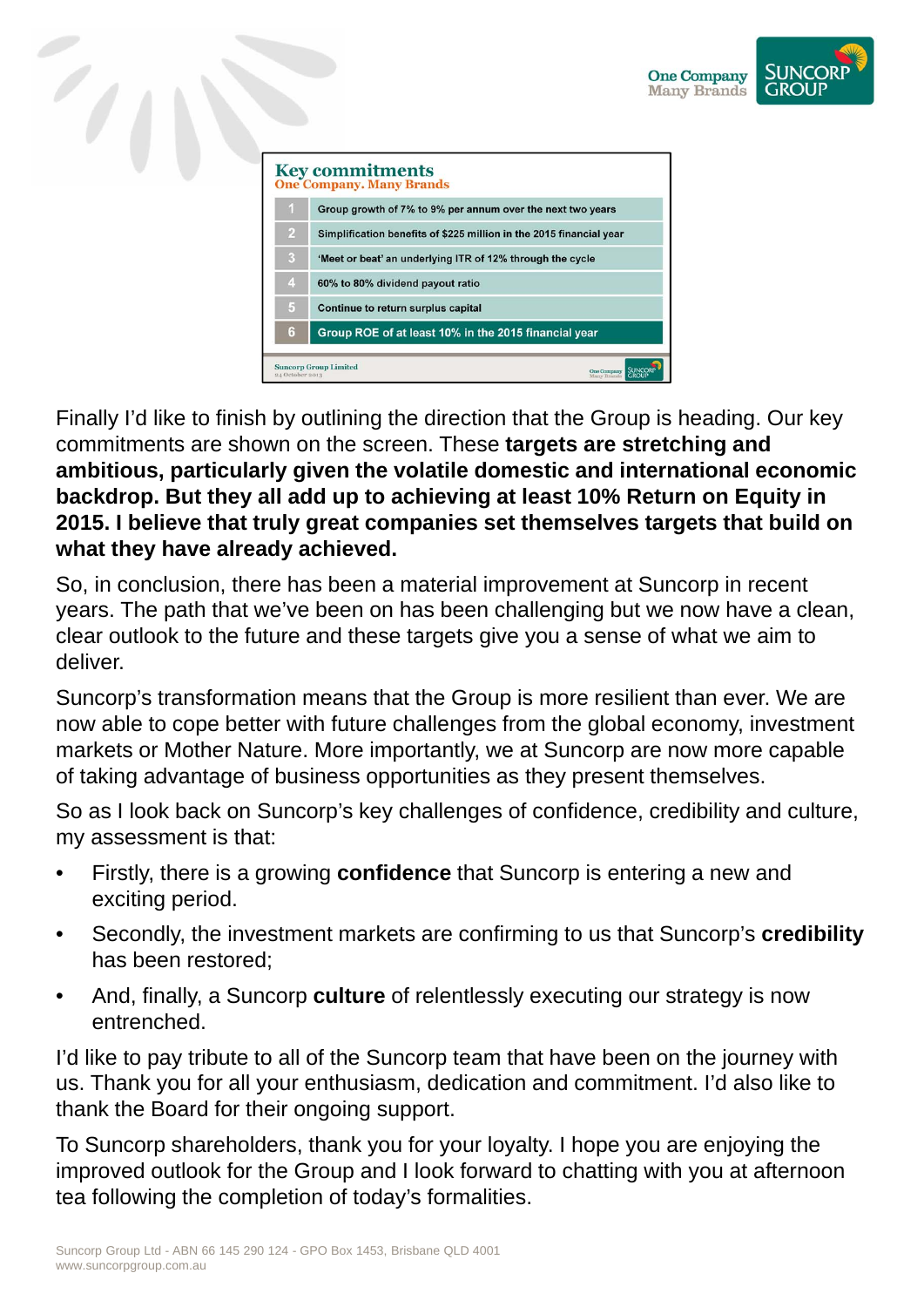**Key commitments**
One Company. Many Brands

| | |
|---|---|
| 1 | Group growth of 7% to 9% per annum over the next two years |
| 2 | Simplification benefits of $225 million in the 2015 financial year |
| 3 | 'Meet or beat' an underlying ITR of 12% through the cycle |
| 4 | 60% to 80% dividend payout ratio |
| 5 | Continue to return surplus capital |
| 6 | Group ROE of at least 10% in the 2015 financial year |

Finally I'd like to finish by outlining the direction that the Group is heading. Our key commitments are shown on the screen. These **targets are stretching and ambitious, particularly given the volatile domestic and international economic backdrop. But they all add up to achieving at least 10% Return on Equity in 2015. I believe that truly great companies set themselves targets that build on what they have already achieved.**

So, in conclusion, there has been a material improvement at Suncorp in recent years. The path that we've been on has been challenging but we now have a clean, clear outlook to the future and these targets give you a sense of what we aim to deliver.

Suncorp's transformation means that the Group is more resilient than ever. We are now able to cope better with future challenges from the global economy, investment markets or Mother Nature. More importantly, we at Suncorp are now more capable of taking advantage of business opportunities as they present themselves.

So as I look back on Suncorp's key challenges of confidence, credibility and culture, my assessment is that:

- Firstly, there is a growing **confidence** that Suncorp is entering a new and exciting period.
- Secondly, the investment markets are confirming to us that Suncorp's **credibility** has been restored;
- And, finally, a Suncorp **culture** of relentlessly executing our strategy is now entrenched.

I'd like to pay tribute to all of the Suncorp team that have been on the journey with us. Thank you for all your enthusiasm, dedication and commitment. I'd also like to thank the Board for their ongoing support.

To Suncorp shareholders, thank you for your loyalty. I hope you are enjoying the improved outlook for the Group and I look forward to chatting with you at afternoon tea following the completion of today's formalities.